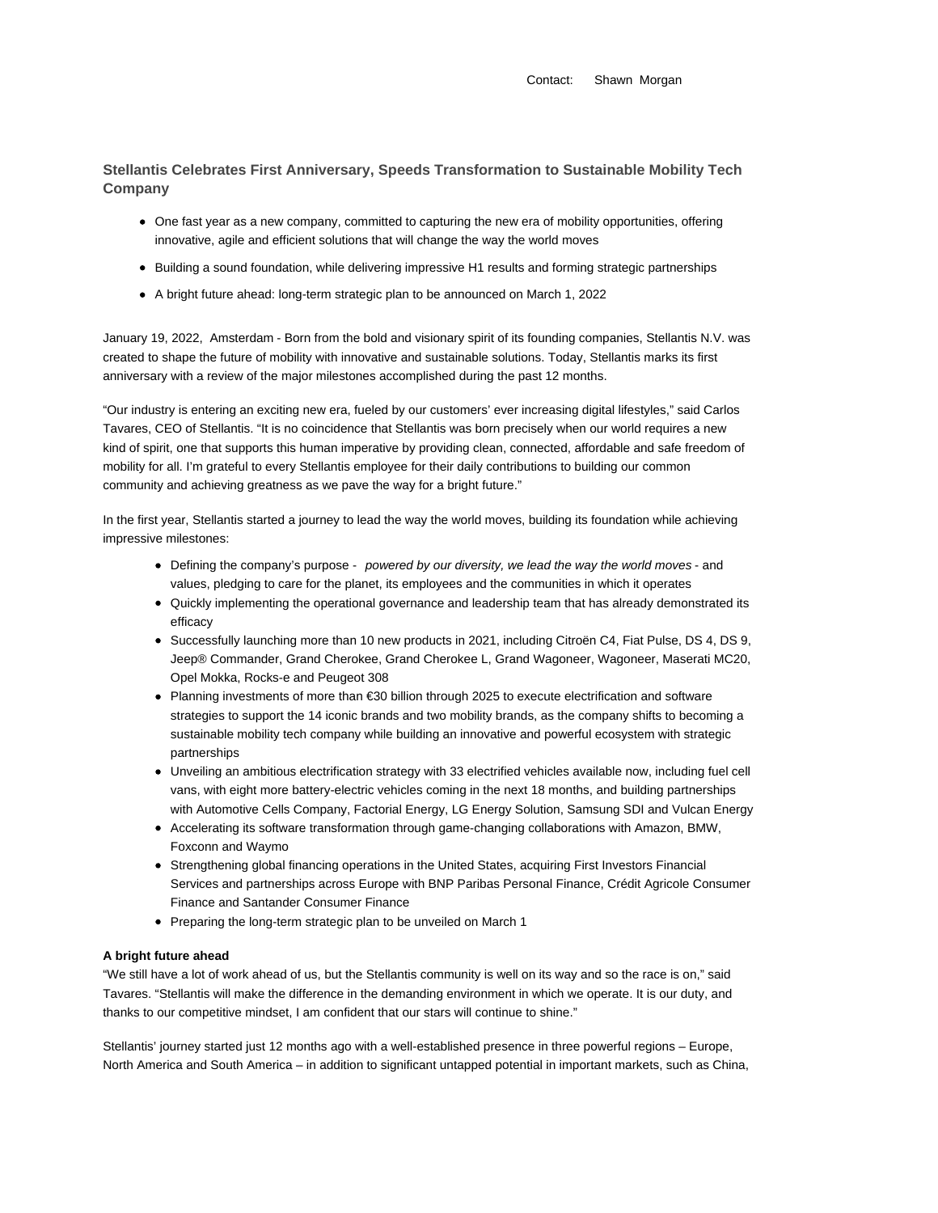Contact: Shawn Morgan

## Stellantis Celebrates First Anniversary, Speeds Transformation to Sustainable Mobility Tech Company

- One fast year as a new company, committed to capturing the new era of mobility opportunities, offering innovative, agile and efficient solutions that will change the way the world moves
- Building a sound foundation, while delivering impressive H1 results and forming strategic partnerships
- A bright future ahead: long-term strategic plan to be announced on March 1, 2022

January 19, 2022, Amsterdam - Born from the bold and visionary spirit of its founding companies, Stellantis N.V. was created to shape the future of mobility with innovative and sustainable solutions. Today, Stellantis marks its first anniversary with a review of the major milestones accomplished during the past 12 months.

"Our industry is entering an exciting new era, fueled by our customers' ever increasing digital lifestyles," said Carlos Tavares, CEO of Stellantis. "It is no coincidence that Stellantis was born precisely when our world requires a new kind of spirit, one that supports this human imperative by providing clean, connected, affordable and safe freedom of mobility for all. I'm grateful to every Stellantis employee for their daily contributions to building our common community and achieving greatness as we pave the way for a bright future."

In the first year, Stellantis started a journey to lead the way the world moves, building its foundation while achieving impressive milestones:

- Defining the company's purpose - *powered by our diversity, we lead the way the world moves* - and values, pledging to care for the planet, its employees and the communities in which it operates
- Quickly implementing the operational governance and leadership team that has already demonstrated its efficacy
- Successfully launching more than 10 new products in 2021, including Citroën C4, Fiat Pulse, DS 4, DS 9, Jeep® Commander, Grand Cherokee, Grand Cherokee L, Grand Wagoneer, Wagoneer, Maserati MC20, Opel Mokka, Rocks-e and Peugeot 308
- Planning investments of more than €30 billion through 2025 to execute electrification and software strategies to support the 14 iconic brands and two mobility brands, as the company shifts to becoming a sustainable mobility tech company while building an innovative and powerful ecosystem with strategic partnerships
- Unveiling an ambitious electrification strategy with 33 electrified vehicles available now, including fuel cell vans, with eight more battery-electric vehicles coming in the next 18 months, and building partnerships with Automotive Cells Company, Factorial Energy, LG Energy Solution, Samsung SDI and Vulcan Energy
- Accelerating its software transformation through game-changing collaborations with Amazon, BMW, Foxconn and Waymo
- Strengthening global financing operations in the United States, acquiring First Investors Financial Services and partnerships across Europe with BNP Paribas Personal Finance, Crédit Agricole Consumer Finance and Santander Consumer Finance
- Preparing the long-term strategic plan to be unveiled on March 1

**A bright future ahead**

"We still have a lot of work ahead of us, but the Stellantis community is well on its way and so the race is on," said Tavares. "Stellantis will make the difference in the demanding environment in which we operate. It is our duty, and thanks to our competitive mindset, I am confident that our stars will continue to shine."

Stellantis' journey started just 12 months ago with a well-established presence in three powerful regions – Europe, North America and South America – in addition to significant untapped potential in important markets, such as China,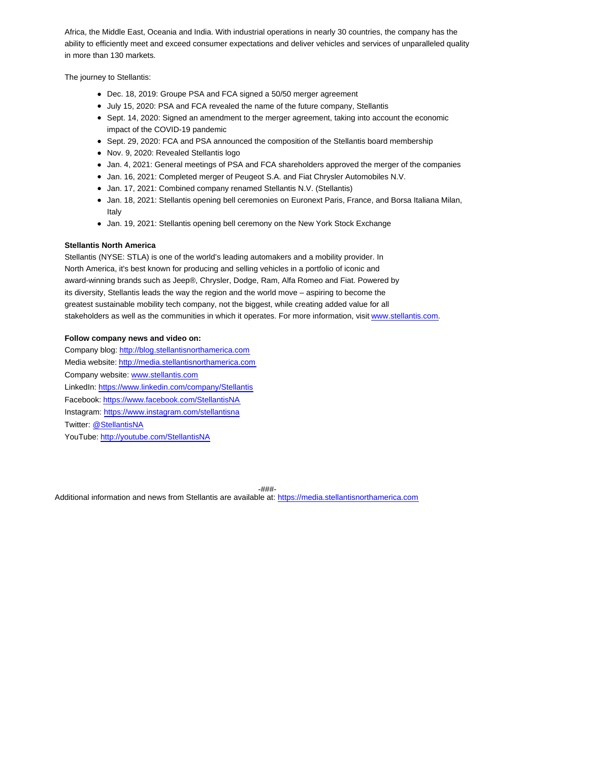Africa, the Middle East, Oceania and India. With industrial operations in nearly 30 countries, the company has the ability to efficiently meet and exceed consumer expectations and deliver vehicles and services of unparalleled quality in more than 130 markets.

The journey to Stellantis:

- Dec. 18, 2019: Groupe PSA and FCA signed a 50/50 merger agreement
- July 15, 2020: PSA and FCA revealed the name of the future company, Stellantis
- Sept. 14, 2020: Signed an amendment to the merger agreement, taking into account the economic impact of the COVID-19 pandemic
- Sept. 29, 2020: FCA and PSA announced the composition of the Stellantis board membership
- Nov. 9, 2020: Revealed Stellantis logo
- Jan. 4, 2021: General meetings of PSA and FCA shareholders approved the merger of the companies
- Jan. 16, 2021: Completed merger of Peugeot S.A. and Fiat Chrysler Automobiles N.V.
- Jan. 17, 2021: Combined company renamed Stellantis N.V. (Stellantis)
- Jan. 18, 2021: Stellantis opening bell ceremonies on Euronext Paris, France, and Borsa Italiana Milan, Italy
- Jan. 19, 2021: Stellantis opening bell ceremony on the New York Stock Exchange

**Stellantis North America**

Stellantis (NYSE: STLA) is one of the world's leading automakers and a mobility provider. In North America, it's best known for producing and selling vehicles in a portfolio of iconic and award-winning brands such as Jeep®, Chrysler, Dodge, Ram, Alfa Romeo and Fiat. Powered by its diversity, Stellantis leads the way the region and the world move – aspiring to become the greatest sustainable mobility tech company, not the biggest, while creating added value for all stakeholders as well as the communities in which it operates. For more information, visit www.stellantis.com.

**Follow company news and video on:**

Company blog: http://blog.stellantisnorthamerica.com
Media website: http://media.stellantisnorthamerica.com
Company website: www.stellantis.com
LinkedIn: https://www.linkedin.com/company/Stellantis
Facebook: https://www.facebook.com/StellantisNA
Instagram: https://www.instagram.com/stellantisna
Twitter: @StellantisNA
YouTube: http://youtube.com/StellantisNA

-###-

Additional information and news from Stellantis are available at: https://media.stellantisnorthamerica.com